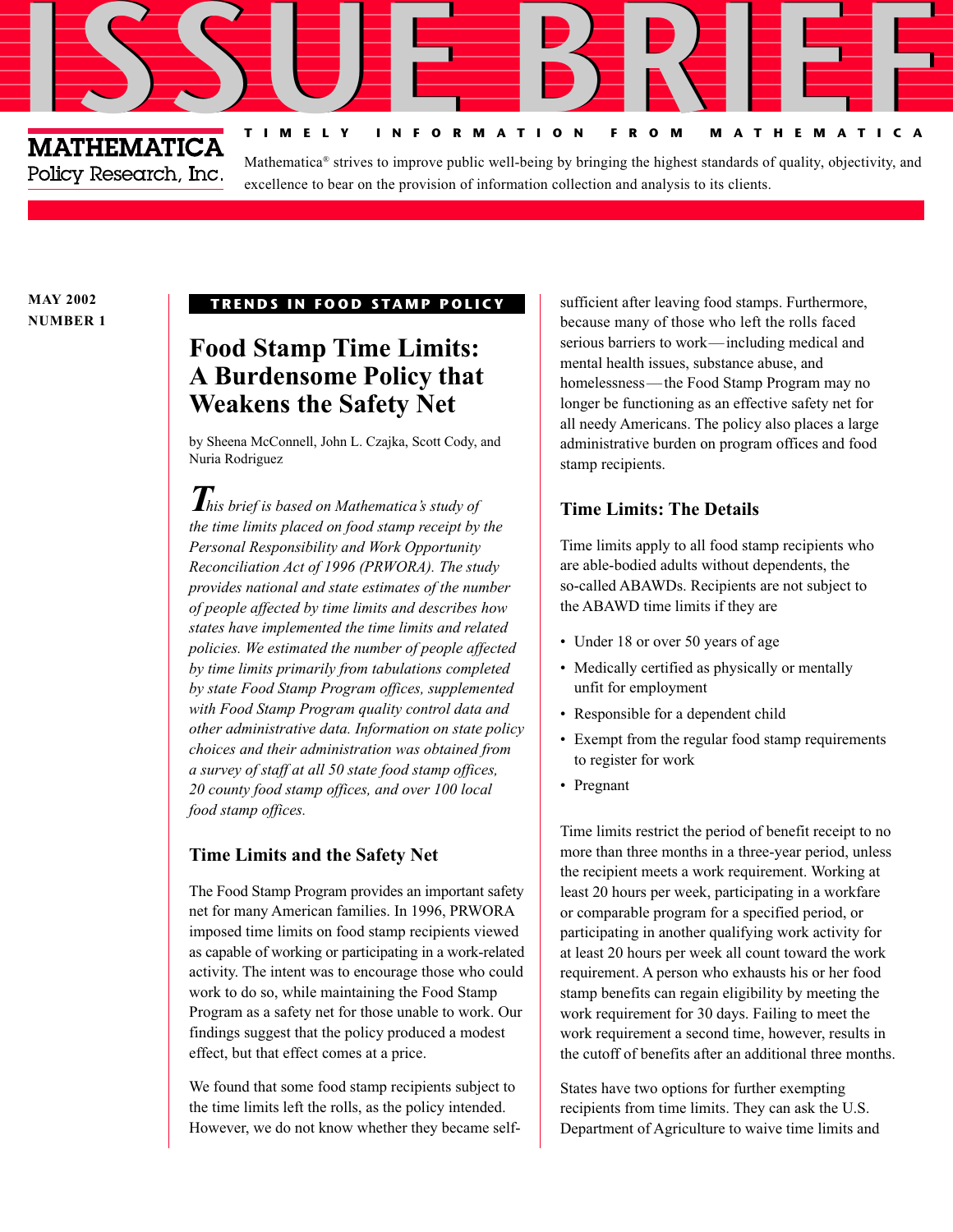# ISSUE BRIEF

**MATHEMATICA** Policy Research, Inc.

TIMELY INFORMATION FROM MATHEMATICA

Mathematica® strives to improve public well-being by bringing the highest standards of quality, objectivity, and excellence to bear on the provision of information collection and analysis to its clients.

**MAY 2002**
**NUMBER 1**

**TRENDS IN FOOD STAMP POLICY**

## Food Stamp Time Limits: A Burdensome Policy that Weakens the Safety Net

by Sheena McConnell, John L. Czajka, Scott Cody, and Nuria Rodriguez

*This brief is based on Mathematica's study of the time limits placed on food stamp receipt by the Personal Responsibility and Work Opportunity Reconciliation Act of 1996 (PRWORA). The study provides national and state estimates of the number of people affected by time limits and describes how states have implemented the time limits and related policies. We estimated the number of people affected by time limits primarily from tabulations completed by state Food Stamp Program offices, supplemented with Food Stamp Program quality control data and other administrative data. Information on state policy choices and their administration was obtained from a survey of staff at all 50 state food stamp offices, 20 county food stamp offices, and over 100 local food stamp offices.*

### Time Limits and the Safety Net

The Food Stamp Program provides an important safety net for many American families. In 1996, PRWORA imposed time limits on food stamp recipients viewed as capable of working or participating in a work-related activity. The intent was to encourage those who could work to do so, while maintaining the Food Stamp Program as a safety net for those unable to work. Our findings suggest that the policy produced a modest effect, but that effect comes at a price.

We found that some food stamp recipients subject to the time limits left the rolls, as the policy intended. However, we do not know whether they became self-sufficient after leaving food stamps. Furthermore, because many of those who left the rolls faced serious barriers to work—including medical and mental health issues, substance abuse, and homelessness—the Food Stamp Program may no longer be functioning as an effective safety net for all needy Americans. The policy also places a large administrative burden on program offices and food stamp recipients.

### Time Limits: The Details

Time limits apply to all food stamp recipients who are able-bodied adults without dependents, the so-called ABAWDs. Recipients are not subject to the ABAWD time limits if they are

- Under 18 or over 50 years of age
- Medically certified as physically or mentally unfit for employment
- Responsible for a dependent child
- Exempt from the regular food stamp requirements to register for work
- Pregnant

Time limits restrict the period of benefit receipt to no more than three months in a three-year period, unless the recipient meets a work requirement. Working at least 20 hours per week, participating in a workfare or comparable program for a specified period, or participating in another qualifying work activity for at least 20 hours per week all count toward the work requirement. A person who exhausts his or her food stamp benefits can regain eligibility by meeting the work requirement for 30 days. Failing to meet the work requirement a second time, however, results in the cutoff of benefits after an additional three months.

States have two options for further exempting recipients from time limits. They can ask the U.S. Department of Agriculture to waive time limits and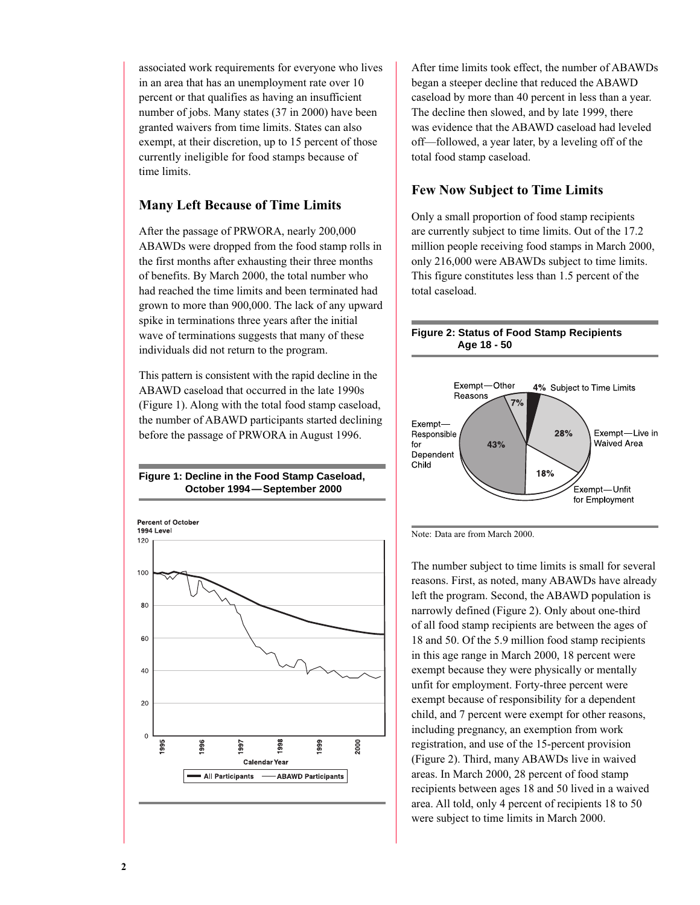associated work requirements for everyone who lives in an area that has an unemployment rate over 10 percent or that qualifies as having an insufficient number of jobs. Many states (37 in 2000) have been granted waivers from time limits. States can also exempt, at their discretion, up to 15 percent of those currently ineligible for food stamps because of time limits.

## Many Left Because of Time Limits

After the passage of PRWORA, nearly 200,000 ABAWDs were dropped from the food stamp rolls in the first months after exhausting their three months of benefits. By March 2000, the total number who had reached the time limits and been terminated had grown to more than 900,000. The lack of any upward spike in terminations three years after the initial wave of terminations suggests that many of these individuals did not return to the program.

This pattern is consistent with the rapid decline in the ABAWD caseload that occurred in the late 1990s (Figure 1). Along with the total food stamp caseload, the number of ABAWD participants started declining before the passage of PRWORA in August 1996.

**Figure 1: Decline in the Food Stamp Caseload, October 1994—September 2000**

After time limits took effect, the number of ABAWDs began a steeper decline that reduced the ABAWD caseload by more than 40 percent in less than a year. The decline then slowed, and by late 1999, there was evidence that the ABAWD caseload had leveled off—followed, a year later, by a leveling off of the total food stamp caseload.

## Few Now Subject to Time Limits

Only a small proportion of food stamp recipients are currently subject to time limits. Out of the 17.2 million people receiving food stamps in March 2000, only 216,000 were ABAWDs subject to time limits. This figure constitutes less than 1.5 percent of the total caseload.

**Figure 2: Status of Food Stamp Recipients Age 18 - 50**

Note: Data are from March 2000.

The number subject to time limits is small for several reasons. First, as noted, many ABAWDs have already left the program. Second, the ABAWD population is narrowly defined (Figure 2). Only about one-third of all food stamp recipients are between the ages of 18 and 50. Of the 5.9 million food stamp recipients in this age range in March 2000, 18 percent were exempt because they were physically or mentally unfit for employment. Forty-three percent were exempt because of responsibility for a dependent child, and 7 percent were exempt for other reasons, including pregnancy, an exemption from work registration, and use of the 15-percent provision (Figure 2). Third, many ABAWDs live in waived areas. In March 2000, 28 percent of food stamp recipients between ages 18 and 50 lived in a waived area. All told, only 4 percent of recipients 18 to 50 were subject to time limits in March 2000.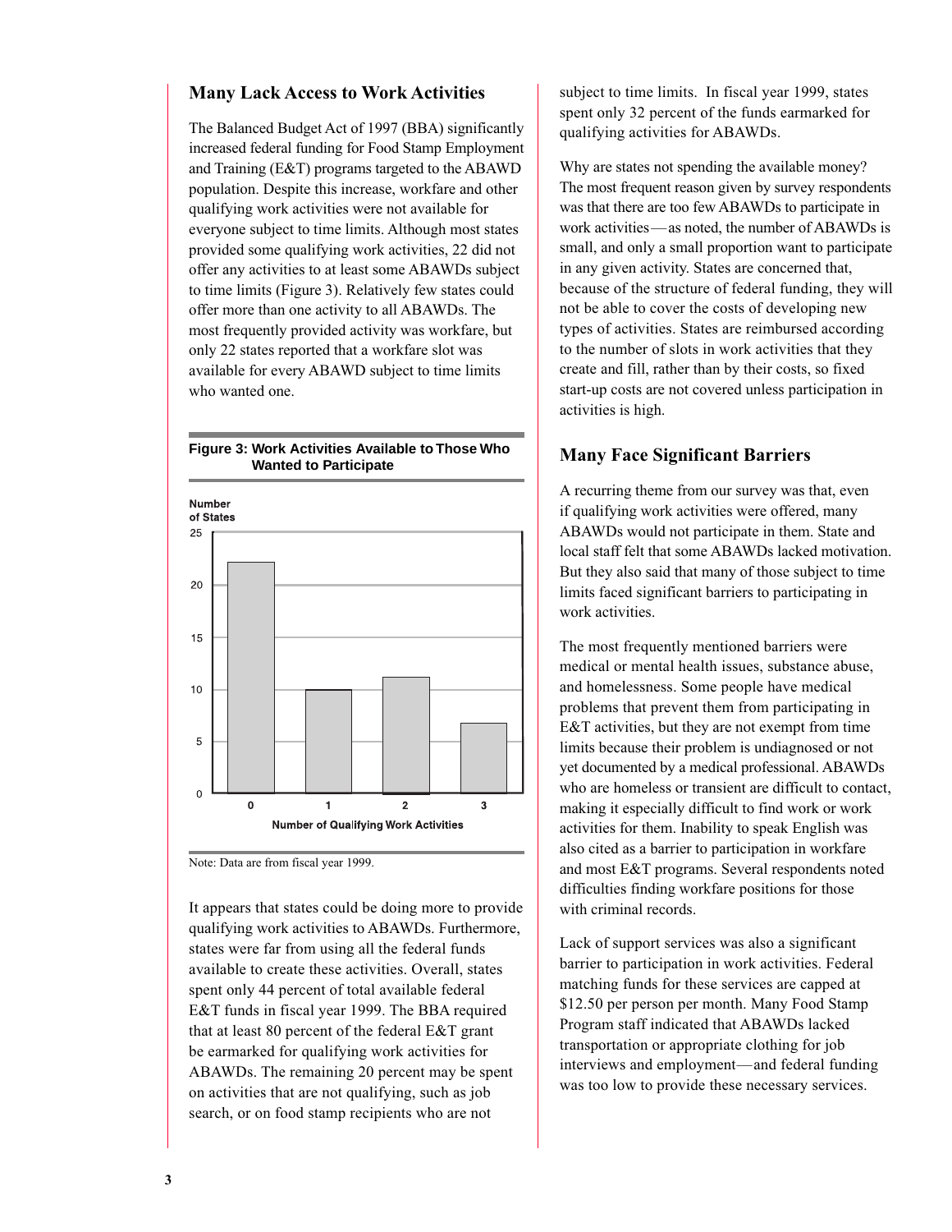## Many Lack Access to Work Activities

The Balanced Budget Act of 1997 (BBA) significantly increased federal funding for Food Stamp Employment and Training (E&T) programs targeted to the ABAWD population. Despite this increase, workfare and other qualifying work activities were not available for everyone subject to time limits. Although most states provided some qualifying work activities, 22 did not offer any activities to at least some ABAWDs subject to time limits (Figure 3). Relatively few states could offer more than one activity to all ABAWDs. The most frequently provided activity was workfare, but only 22 states reported that a workfare slot was available for every ABAWD subject to time limits who wanted one.

**Figure 3: Work Activities Available to Those Who Wanted to Participate**

Note: Data are from fiscal year 1999.

It appears that states could be doing more to provide qualifying work activities to ABAWDs. Furthermore, states were far from using all the federal funds available to create these activities. Overall, states spent only 44 percent of total available federal E&T funds in fiscal year 1999. The BBA required that at least 80 percent of the federal E&T grant be earmarked for qualifying work activities for ABAWDs. The remaining 20 percent may be spent on activities that are not qualifying, such as job search, or on food stamp recipients who are not subject to time limits. In fiscal year 1999, states spent only 32 percent of the funds earmarked for qualifying activities for ABAWDs.

Why are states not spending the available money? The most frequent reason given by survey respondents was that there are too few ABAWDs to participate in work activities—as noted, the number of ABAWDs is small, and only a small proportion want to participate in any given activity. States are concerned that, because of the structure of federal funding, they will not be able to cover the costs of developing new types of activities. States are reimbursed according to the number of slots in work activities that they create and fill, rather than by their costs, so fixed start-up costs are not covered unless participation in activities is high.

## Many Face Significant Barriers

A recurring theme from our survey was that, even if qualifying work activities were offered, many ABAWDs would not participate in them. State and local staff felt that some ABAWDs lacked motivation. But they also said that many of those subject to time limits faced significant barriers to participating in work activities.

The most frequently mentioned barriers were medical or mental health issues, substance abuse, and homelessness. Some people have medical problems that prevent them from participating in E&T activities, but they are not exempt from time limits because their problem is undiagnosed or not yet documented by a medical professional. ABAWDs who are homeless or transient are difficult to contact, making it especially difficult to find work or work activities for them. Inability to speak English was also cited as a barrier to participation in workfare and most E&T programs. Several respondents noted difficulties finding workfare positions for those with criminal records.

Lack of support services was also a significant barrier to participation in work activities. Federal matching funds for these services are capped at $12.50 per person per month. Many Food Stamp Program staff indicated that ABAWDs lacked transportation or appropriate clothing for job interviews and employment—and federal funding was too low to provide these necessary services.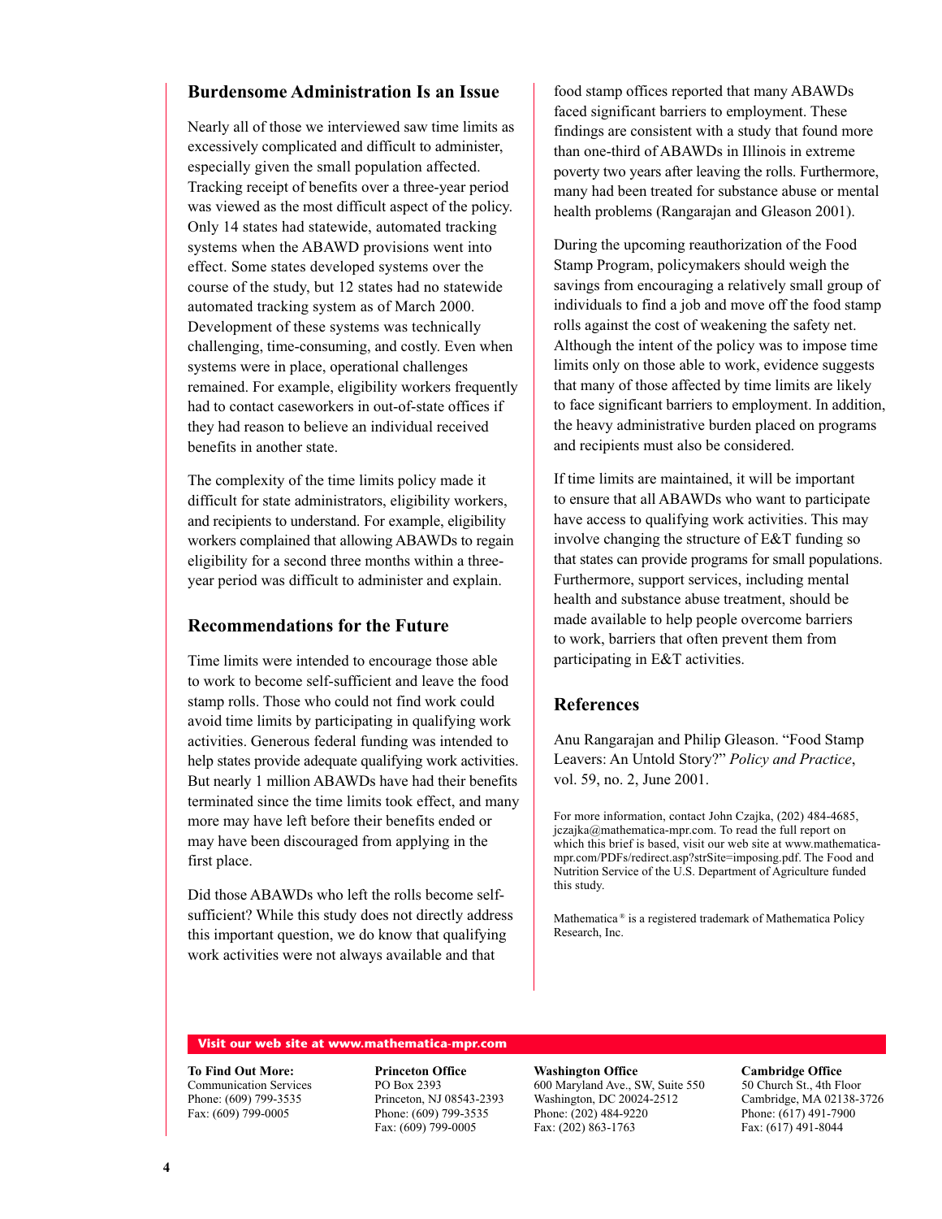## Burdensome Administration Is an Issue

Nearly all of those we interviewed saw time limits as excessively complicated and difficult to administer, especially given the small population affected. Tracking receipt of benefits over a three-year period was viewed as the most difficult aspect of the policy. Only 14 states had statewide, automated tracking systems when the ABAWD provisions went into effect. Some states developed systems over the course of the study, but 12 states had no statewide automated tracking system as of March 2000. Development of these systems was technically challenging, time-consuming, and costly. Even when systems were in place, operational challenges remained. For example, eligibility workers frequently had to contact caseworkers in out-of-state offices if they had reason to believe an individual received benefits in another state.

The complexity of the time limits policy made it difficult for state administrators, eligibility workers, and recipients to understand. For example, eligibility workers complained that allowing ABAWDs to regain eligibility for a second three months within a three-year period was difficult to administer and explain.

## Recommendations for the Future

Time limits were intended to encourage those able to work to become self-sufficient and leave the food stamp rolls. Those who could not find work could avoid time limits by participating in qualifying work activities. Generous federal funding was intended to help states provide adequate qualifying work activities. But nearly 1 million ABAWDs have had their benefits terminated since the time limits took effect, and many more may have left before their benefits ended or may have been discouraged from applying in the first place.

Did those ABAWDs who left the rolls become self-sufficient? While this study does not directly address this important question, we do know that qualifying work activities were not always available and that food stamp offices reported that many ABAWDs faced significant barriers to employment. These findings are consistent with a study that found more than one-third of ABAWDs in Illinois in extreme poverty two years after leaving the rolls. Furthermore, many had been treated for substance abuse or mental health problems (Rangarajan and Gleason 2001).

During the upcoming reauthorization of the Food Stamp Program, policymakers should weigh the savings from encouraging a relatively small group of individuals to find a job and move off the food stamp rolls against the cost of weakening the safety net. Although the intent of the policy was to impose time limits only on those able to work, evidence suggests that many of those affected by time limits are likely to face significant barriers to employment. In addition, the heavy administrative burden placed on programs and recipients must also be considered.

If time limits are maintained, it will be important to ensure that all ABAWDs who want to participate have access to qualifying work activities. This may involve changing the structure of E&T funding so that states can provide programs for small populations. Furthermore, support services, including mental health and substance abuse treatment, should be made available to help people overcome barriers to work, barriers that often prevent them from participating in E&T activities.

## References

Anu Rangarajan and Philip Gleason. "Food Stamp Leavers: An Untold Story?" *Policy and Practice*, vol. 59, no. 2, June 2001.

For more information, contact John Czajka, (202) 484-4685, jczajka@mathematica-mpr.com. To read the full report on which this brief is based, visit our web site at www.mathematica-mpr.com/PDFs/redirect.asp?strSite=imposing.pdf. The Food and Nutrition Service of the U.S. Department of Agriculture funded this study.

Mathematica® is a registered trademark of Mathematica Policy Research, Inc.

**Visit our web site at www.mathematica-mpr.com**

**To Find Out More:**
Communication Services
Phone: (609) 799-3535
Fax: (609) 799-0005

**Princeton Office**
PO Box 2393
Princeton, NJ 08543-2393
Phone: (609) 799-3535
Fax: (609) 799-0005

**Washington Office**
600 Maryland Ave., SW, Suite 550
Washington, DC 20024-2512
Phone: (202) 484-9220
Fax: (202) 863-1763

**Cambridge Office**
50 Church St., 4th Floor
Cambridge, MA 02138-3726
Phone: (617) 491-7900
Fax: (617) 491-8044